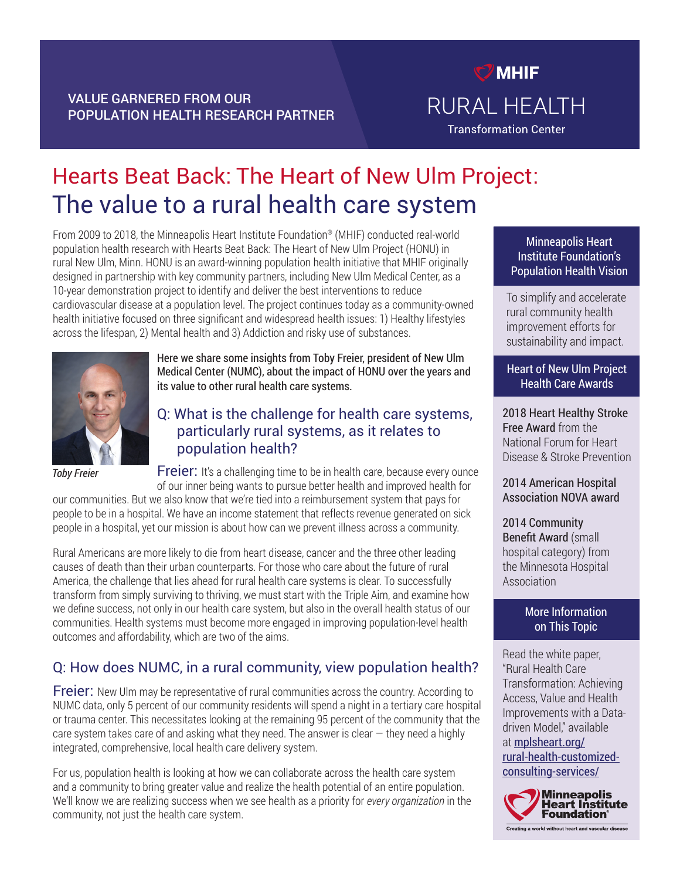VALUE GARNERED FROM OUR POPULATION HEALTH RESEARCH PARTNER

MHIF RURAL HEALTH Transformation Center

# Hearts Beat Back: The Heart of New Ulm Project: The value to a rural health care system

From 2009 to 2018, the Minneapolis Heart Institute Foundation® (MHIF) conducted real-world population health research with Hearts Beat Back: The Heart of New Ulm Project (HONU) in rural New Ulm, Minn. HONU is an award-winning population health initiative that MHIF originally designed in partnership with key community partners, including New Ulm Medical Center, as a 10-year demonstration project to identify and deliver the best interventions to reduce cardiovascular disease at a population level. The project continues today as a community-owned health initiative focused on three significant and widespread health issues: 1) Healthy lifestyles across the lifespan, 2) Mental health and 3) Addiction and risky use of substances.

*Toby Freier*

**Here we share some insights from Toby Freier, president of New Ulm Medical Center (NUMC), about the impact of HONU over the years and its value to other rural health care systems.**

## Q: What is the challenge for health care systems, particularly rural systems, as it relates to population health?

**Freier:** It's a challenging time to be in health care, because every ounce of our inner being wants to pursue better health and improved health for our communities. But we also know that we're tied into a reimbursement system that pays for people to be in a hospital. We have an income statement that reflects revenue generated on sick people in a hospital, yet our mission is about how can we prevent illness across a community.

Rural Americans are more likely to die from heart disease, cancer and the three other leading causes of death than their urban counterparts. For those who care about the future of rural America, the challenge that lies ahead for rural health care systems is clear. To successfully transform from simply surviving to thriving, we must start with the Triple Aim, and examine how we define success, not only in our health care system, but also in the overall health status of our communities. Health systems must become more engaged in improving population-level health outcomes and affordability, which are two of the aims.

## Q: How does NUMC, in a rural community, view population health?

**Freier:** New Ulm may be representative of rural communities across the country. According to NUMC data, only 5 percent of our community residents will spend a night in a tertiary care hospital or trauma center. This necessitates looking at the remaining 95 percent of the community that the care system takes care of and asking what they need. The answer is clear — they need a highly integrated, comprehensive, local health care delivery system.

For us, population health is looking at how we can collaborate across the health care system and a community to bring greater value and realize the health potential of an entire population. We'll know we are realizing success when we see health as a priority for *every organization* in the community, not just the health care system.

### Minneapolis Heart Institute Foundation's Population Health Vision

To simplify and accelerate rural community health improvement efforts for sustainability and impact.

### Heart of New Ulm Project Health Care Awards

**2018 Heart Healthy Stroke Free Award** from the National Forum for Heart Disease & Stroke Prevention

**2014 American Hospital Association NOVA award**

**2014 Community Benefit Award** (small hospital category) from the Minnesota Hospital Association

### More Information on This Topic

Read the white paper, "Rural Health Care Transformation: Achieving Access, Value and Health Improvements with a Data-driven Model," available at [mplsheart.org/rural-health-customized-consulting-services/](mplsheart.org/rural-health-customized-consulting-services/)

Minneapolis Heart Institute Foundation® — Creating a world without heart and vascular disease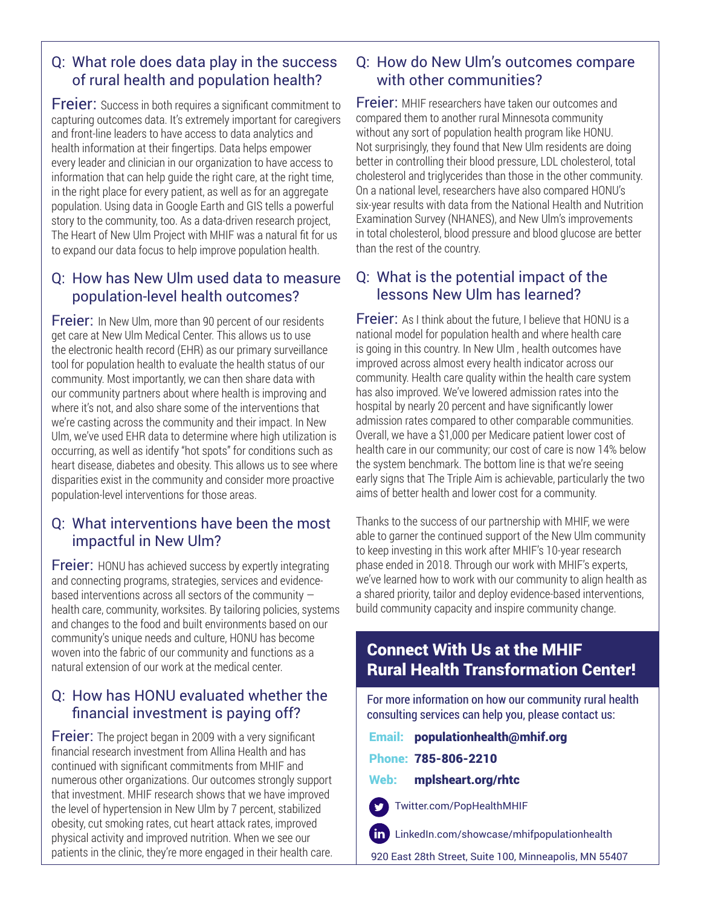### Q: What role does data play in the success of rural health and population health?

**Freier:** Success in both requires a significant commitment to capturing outcomes data. It's extremely important for caregivers and front-line leaders to have access to data analytics and health information at their fingertips. Data helps empower every leader and clinician in our organization to have access to information that can help guide the right care, at the right time, in the right place for every patient, as well as for an aggregate population. Using data in Google Earth and GIS tells a powerful story to the community, too. As a data-driven research project, The Heart of New Ulm Project with MHIF was a natural fit for us to expand our data focus to help improve population health.

### Q: How has New Ulm used data to measure population-level health outcomes?

**Freier:** In New Ulm, more than 90 percent of our residents get care at New Ulm Medical Center. This allows us to use the electronic health record (EHR) as our primary surveillance tool for population health to evaluate the health status of our community. Most importantly, we can then share data with our community partners about where health is improving and where it's not, and also share some of the interventions that we're casting across the community and their impact. In New Ulm, we've used EHR data to determine where high utilization is occurring, as well as identify "hot spots" for conditions such as heart disease, diabetes and obesity. This allows us to see where disparities exist in the community and consider more proactive population-level interventions for those areas.

### Q: What interventions have been the most impactful in New Ulm?

**Freier:** HONU has achieved success by expertly integrating and connecting programs, strategies, services and evidence-based interventions across all sectors of the community — health care, community, worksites. By tailoring policies, systems and changes to the food and built environments based on our community's unique needs and culture, HONU has become woven into the fabric of our community and functions as a natural extension of our work at the medical center.

### Q: How has HONU evaluated whether the financial investment is paying off?

**Freier:** The project began in 2009 with a very significant financial research investment from Allina Health and has continued with significant commitments from MHIF and numerous other organizations. Our outcomes strongly support that investment. MHIF research shows that we have improved the level of hypertension in New Ulm by 7 percent, stabilized obesity, cut smoking rates, cut heart attack rates, improved physical activity and improved nutrition. When we see our patients in the clinic, they're more engaged in their health care.

### Q: How do New Ulm's outcomes compare with other communities?

**Freier:** MHIF researchers have taken our outcomes and compared them to another rural Minnesota community without any sort of population health program like HONU. Not surprisingly, they found that New Ulm residents are doing better in controlling their blood pressure, LDL cholesterol, total cholesterol and triglycerides than those in the other community. On a national level, researchers have also compared HONU's six-year results with data from the National Health and Nutrition Examination Survey (NHANES), and New Ulm's improvements in total cholesterol, blood pressure and blood glucose are better than the rest of the country.

### Q: What is the potential impact of the lessons New Ulm has learned?

**Freier:** As I think about the future, I believe that HONU is a national model for population health and where health care is going in this country. In New Ulm , health outcomes have improved across almost every health indicator across our community. Health care quality within the health care system has also improved. We've lowered admission rates into the hospital by nearly 20 percent and have significantly lower admission rates compared to other comparable communities. Overall, we have a $1,000 per Medicare patient lower cost of health care in our community; our cost of care is now 14% below the system benchmark. The bottom line is that we're seeing early signs that The Triple Aim is achievable, particularly the two aims of better health and lower cost for a community.

Thanks to the success of our partnership with MHIF, we were able to garner the continued support of the New Ulm community to keep investing in this work after MHIF's 10-year research phase ended in 2018. Through our work with MHIF's experts, we've learned how to work with our community to align health as a shared priority, tailor and deploy evidence-based interventions, build community capacity and inspire community change.

## Connect With Us at the MHIF Rural Health Transformation Center!

For more information on how our community rural health consulting services can help you, please contact us:

**Email:** **populationhealth@mhif.org**

**Phone:** **785-806-2210**

**Web:** **mplsheart.org/rhtc**

Twitter.com/PopHealthMHIF

LinkedIn.com/showcase/mhifpopulationhealth

920 East 28th Street, Suite 100, Minneapolis, MN 55407